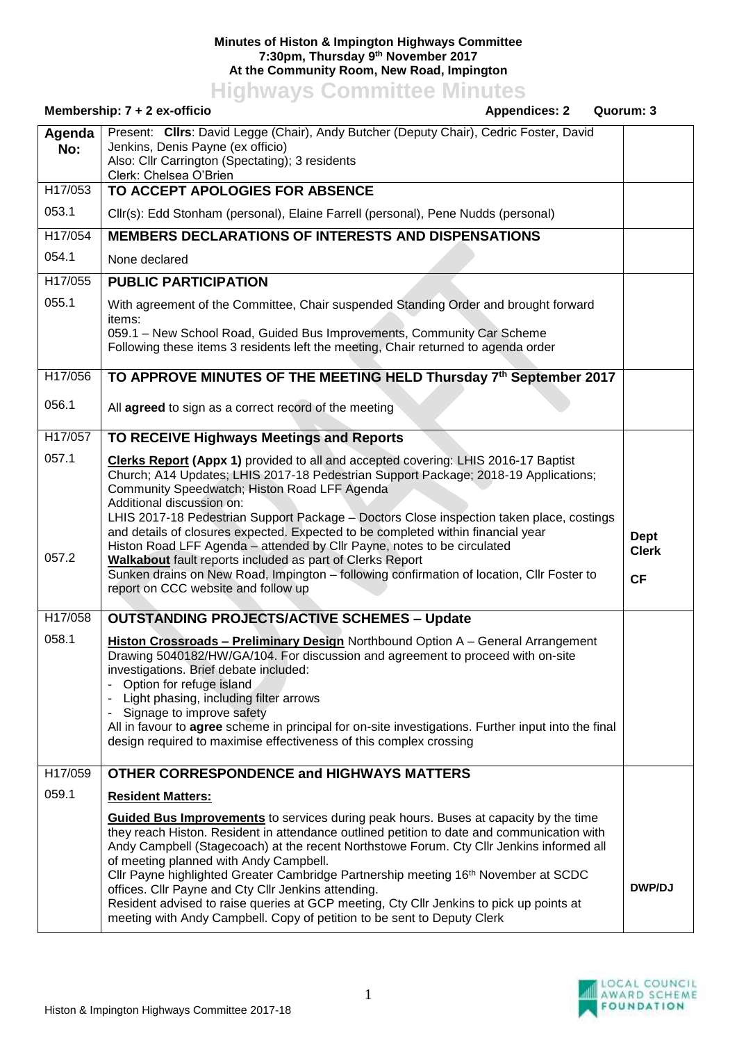**Minutes of Histon & Impington Highways Committee**
**7:30pm, Thursday 9th November 2017**
**At the Community Room, New Road, Impington**

# Highways Committee Minutes

**Membership: 7 + 2 ex-officio** | **Appendices: 2** | **Quorum: 3**

| **Agenda No:** | Present: **Cllrs**: David Legge (Chair), Andy Butcher (Deputy Chair), Cedric Foster, David Jenkins, Denis Payne (ex officio)<br>Also: Cllr Carrington (Spectating); 3 residents<br>Clerk: Chelsea O'Brien | |
|---|---|---|
| H17/053 | **TO ACCEPT APOLOGIES FOR ABSENCE** | |
| 053.1 | Cllr(s): Edd Stonham (personal), Elaine Farrell (personal), Pene Nudds (personal) | |
| H17/054 | **MEMBERS DECLARATIONS OF INTERESTS AND DISPENSATIONS** | |
| 054.1 | None declared | |
| H17/055 | **PUBLIC PARTICIPATION** | |
| 055.1 | With agreement of the Committee, Chair suspended Standing Order and brought forward items:<br>059.1 – New School Road, Guided Bus Improvements, Community Car Scheme<br>Following these items 3 residents left the meeting, Chair returned to agenda order | |
| H17/056 | **TO APPROVE MINUTES OF THE MEETING HELD Thursday 7th September 2017** | |
| 056.1 | All **agreed** to sign as a correct record of the meeting | |
| H17/057 | **TO RECEIVE Highways Meetings and Reports** | |
| 057.1<br><br><br><br><br><br><br>057.2 | **Clerks Report (Appx 1)** provided to all and accepted covering: LHIS 2016-17 Baptist Church; A14 Updates; LHIS 2017-18 Pedestrian Support Package; 2018-19 Applications; Community Speedwatch; Histon Road LFF Agenda<br>Additional discussion on:<br>LHIS 2017-18 Pedestrian Support Package – Doctors Close inspection taken place, costings and details of closures expected. Expected to be completed within financial year<br>Histon Road LFF Agenda – attended by Cllr Payne, notes to be circulated<br>**Walkabout** fault reports included as part of Clerks Report<br>Sunken drains on New Road, Impington – following confirmation of location, Cllr Foster to report on CCC website and follow up | **Dept Clerk**<br><br>**CF** |
| H17/058 | **OUTSTANDING PROJECTS/ACTIVE SCHEMES – Update** | |
| 058.1 | **Histon Crossroads – Preliminary Design** Northbound Option A – General Arrangement Drawing 5040182/HW/GA/104. For discussion and agreement to proceed with on-site investigations. Brief debate included:<br>- Option for refuge island<br>- Light phasing, including filter arrows<br>- Signage to improve safety<br>All in favour to **agree** scheme in principal for on-site investigations. Further input into the final design required to maximise effectiveness of this complex crossing | |
| H17/059 | **OTHER CORRESPONDENCE and HIGHWAYS MATTERS** | |
| 059.1 | **Resident Matters:**<br><br>**Guided Bus Improvements** to services during peak hours. Buses at capacity by the time they reach Histon. Resident in attendance outlined petition to date and communication with Andy Campbell (Stagecoach) at the recent Northstowe Forum. Cty Cllr Jenkins informed all of meeting planned with Andy Campbell.<br>Cllr Payne highlighted Greater Cambridge Partnership meeting 16th November at SCDC offices. Cllr Payne and Cty Cllr Jenkins attending.<br>Resident advised to raise queries at GCP meeting, Cty Cllr Jenkins to pick up points at meeting with Andy Campbell. Copy of petition to be sent to Deputy Clerk | **DWP/DJ** |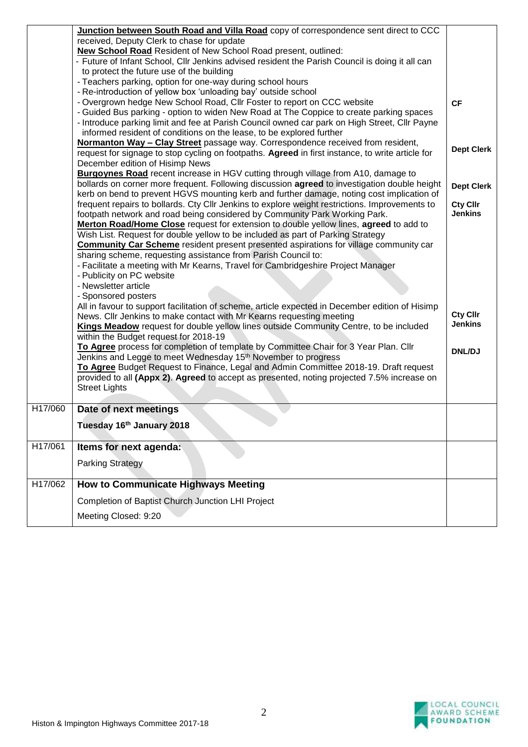| | | |
|---|---|---|
| | **Junction between South Road and Villa Road** copy of correspondence sent direct to CCC received, Deputy Clerk to chase for update<br>**New School Road** Resident of New School Road present, outlined:<br>- Future of Infant School, Cllr Jenkins advised resident the Parish Council is doing it all can to protect the future use of the building<br>- Teachers parking, option for one-way during school hours<br>- Re-introduction of yellow box 'unloading bay' outside school<br>- Overgrown hedge New School Road, Cllr Foster to report on CCC website<br>- Guided Bus parking - option to widen New Road at The Coppice to create parking spaces<br>- Introduce parking limit and fee at Parish Council owned car park on High Street, Cllr Payne informed resident of conditions on the lease, to be explored further<br>**Normanton Way – Clay Street** passage way. Correspondence received from resident, request for signage to stop cycling on footpaths. **Agreed** in first instance, to write article for December edition of Hisimp News<br>**Burgoynes Road** recent increase in HGV cutting through village from A10, damage to bollards on corner more frequent. Following discussion **agreed** to investigation double height kerb on bend to prevent HGVS mounting kerb and further damage, noting cost implication of frequent repairs to bollards. Cty Cllr Jenkins to explore weight restrictions. Improvements to footpath network and road being considered by Community Park Working Park.<br>**Merton Road/Home Close** request for extension to double yellow lines, **agreed** to add to Wish List. Request for double yellow to be included as part of Parking Strategy<br>**Community Car Scheme** resident present presented aspirations for village community car sharing scheme, requesting assistance from Parish Council to:<br>- Facilitate a meeting with Mr Kearns, Travel for Cambridgeshire Project Manager<br>- Publicity on PC website<br>- Newsletter article<br>- Sponsored posters<br>All in favour to support facilitation of scheme, article expected in December edition of Hisimp News. Cllr Jenkins to make contact with Mr Kearns requesting meeting<br>**Kings Meadow** request for double yellow lines outside Community Centre, to be included within the Budget request for 2018-19<br>**To Agree** process for completion of template by Committee Chair for 3 Year Plan. Cllr Jenkins and Legge to meet Wednesday 15th November to progress<br>**To Agree** Budget Request to Finance, Legal and Admin Committee 2018-19. Draft request provided to all **(Appx 2)**. **Agreed** to accept as presented, noting projected 7.5% increase on Street Lights | **CF**<br><br>**Dept Clerk**<br><br>**Dept Clerk**<br><br>**Cty Cllr Jenkins**<br><br>**Cty Cllr Jenkins**<br><br>**DNL/DJ** |
| H17/060 | **Date of next meetings**<br><br>**Tuesday 16th January 2018** | |
| H17/061 | **Items for next agenda:**<br><br>Parking Strategy | |
| H17/062 | **How to Communicate Highways Meeting**<br><br>Completion of Baptist Church Junction LHI Project<br><br>Meeting Closed: 9:20 | |